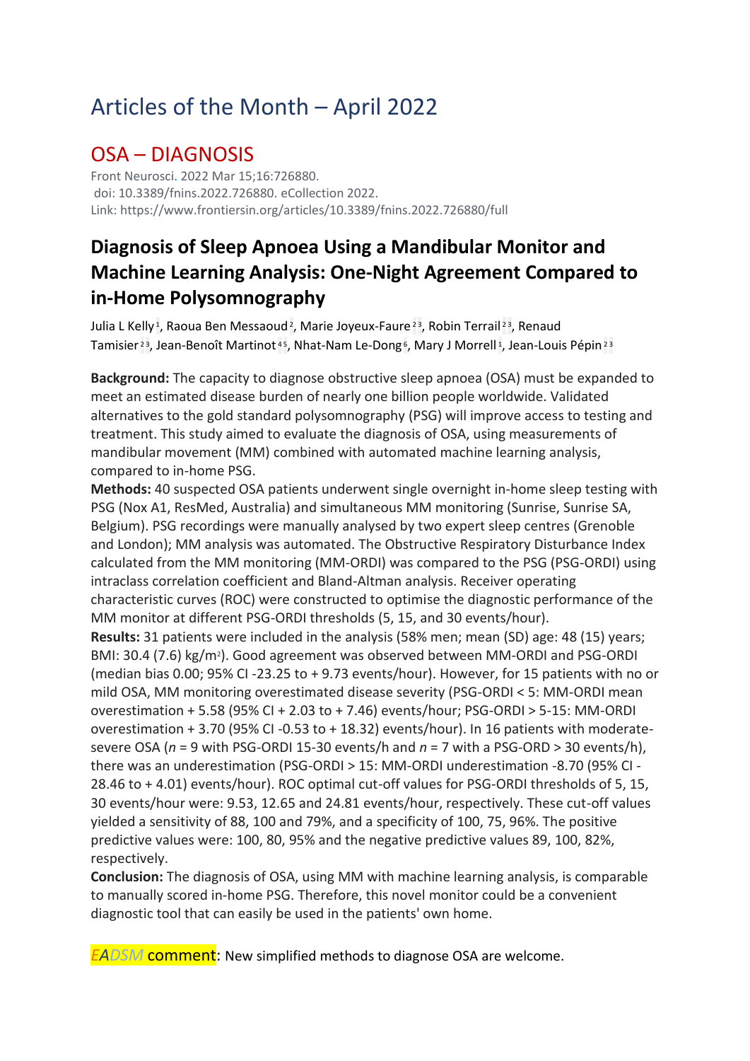# Articles of the Month – April 2022

## OSA – DIAGNOSIS

Front Neurosci. 2022 Mar 15;16:726880.
doi: 10.3389/fnins.2022.726880. eCollection 2022.
Link: https://www.frontiersin.org/articles/10.3389/fnins.2022.726880/full

### Diagnosis of Sleep Apnoea Using a Mandibular Monitor and Machine Learning Analysis: One-Night Agreement Compared to in-Home Polysomnography

Julia L Kelly[1], Raoua Ben Messaoud[2], Marie Joyeux-Faure[2,3], Robin Terrail[2,3], Renaud Tamisier[2,3], Jean-Benoît Martinot[4,5], Nhat-Nam Le-Dong[6], Mary J Morrell[1], Jean-Louis Pépin[2,3]

**Background:** The capacity to diagnose obstructive sleep apnoea (OSA) must be expanded to meet an estimated disease burden of nearly one billion people worldwide. Validated alternatives to the gold standard polysomnography (PSG) will improve access to testing and treatment. This study aimed to evaluate the diagnosis of OSA, using measurements of mandibular movement (MM) combined with automated machine learning analysis, compared to in-home PSG.

**Methods:** 40 suspected OSA patients underwent single overnight in-home sleep testing with PSG (Nox A1, ResMed, Australia) and simultaneous MM monitoring (Sunrise, Sunrise SA, Belgium). PSG recordings were manually analysed by two expert sleep centres (Grenoble and London); MM analysis was automated. The Obstructive Respiratory Disturbance Index calculated from the MM monitoring (MM-ORDI) was compared to the PSG (PSG-ORDI) using intraclass correlation coefficient and Bland-Altman analysis. Receiver operating characteristic curves (ROC) were constructed to optimise the diagnostic performance of the MM monitor at different PSG-ORDI thresholds (5, 15, and 30 events/hour).

**Results:** 31 patients were included in the analysis (58% men; mean (SD) age: 48 (15) years; BMI: 30.4 (7.6) kg/m$^2$). Good agreement was observed between MM-ORDI and PSG-ORDI (median bias 0.00; 95% CI -23.25 to + 9.73 events/hour). However, for 15 patients with no or mild OSA, MM monitoring overestimated disease severity (PSG-ORDI < 5: MM-ORDI mean overestimation + 5.58 (95% CI + 2.03 to + 7.46) events/hour; PSG-ORDI > 5-15: MM-ORDI overestimation + 3.70 (95% CI -0.53 to + 18.32) events/hour). In 16 patients with moderate-severe OSA (*n* = 9 with PSG-ORDI 15-30 events/h and *n* = 7 with a PSG-ORD > 30 events/h), there was an underestimation (PSG-ORDI > 15: MM-ORDI underestimation -8.70 (95% CI -28.46 to + 4.01) events/hour). ROC optimal cut-off values for PSG-ORDI thresholds of 5, 15, 30 events/hour were: 9.53, 12.65 and 24.81 events/hour, respectively. These cut-off values yielded a sensitivity of 88, 100 and 79%, and a specificity of 100, 75, 96%. The positive predictive values were: 100, 80, 95% and the negative predictive values 89, 100, 82%, respectively.

**Conclusion:** The diagnosis of OSA, using MM with machine learning analysis, is comparable to manually scored in-home PSG. Therefore, this novel monitor could be a convenient diagnostic tool that can easily be used in the patients' own home.

EADSM comment: New simplified methods to diagnose OSA are welcome.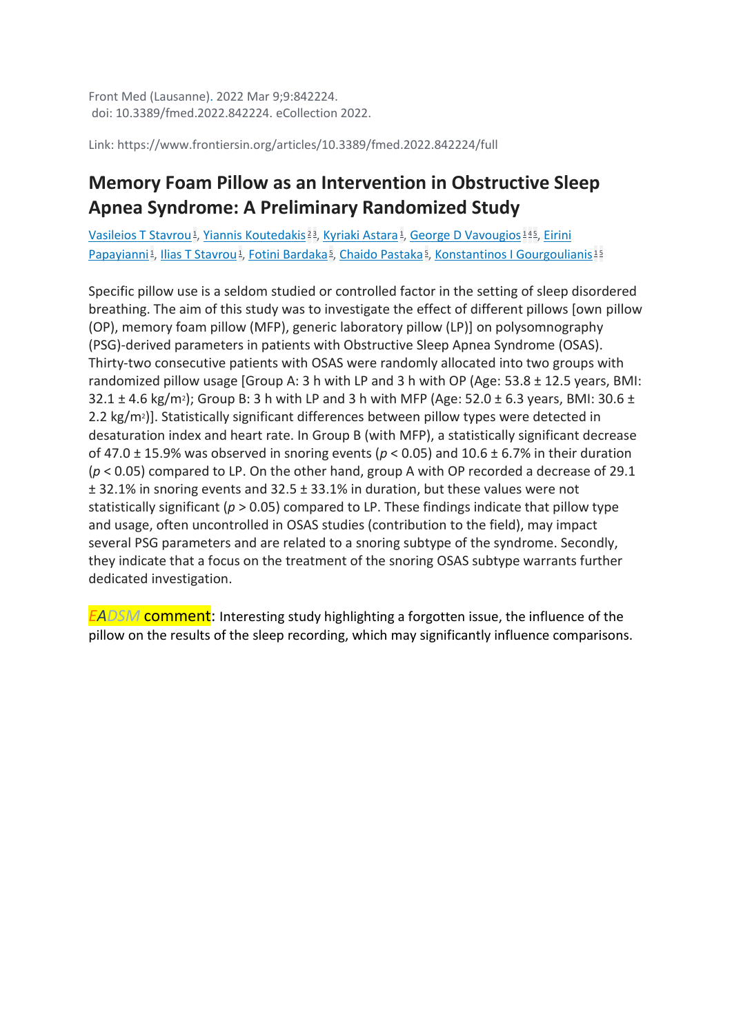Front Med (Lausanne). 2022 Mar 9;9:842224.
doi: 10.3389/fmed.2022.842224. eCollection 2022.

Link: https://www.frontiersin.org/articles/10.3389/fmed.2022.842224/full

## Memory Foam Pillow as an Intervention in Obstructive Sleep Apnea Syndrome: A Preliminary Randomized Study

Vasileios T Stavrou[1], Yiannis Koutedakis[2,3], Kyriaki Astara[1], George D Vavougios[1,4,5], Eirini Papayianni[1], Ilias T Stavrou[1], Fotini Bardaka[5], Chaido Pastaka[5], Konstantinos I Gourgoulianis[1,5]

Specific pillow use is a seldom studied or controlled factor in the setting of sleep disordered breathing. The aim of this study was to investigate the effect of different pillows [own pillow (OP), memory foam pillow (MFP), generic laboratory pillow (LP)] on polysomnography (PSG)-derived parameters in patients with Obstructive Sleep Apnea Syndrome (OSAS). Thirty-two consecutive patients with OSAS were randomly allocated into two groups with randomized pillow usage [Group A: 3 h with LP and 3 h with OP (Age: 53.8 ± 12.5 years, BMI: 32.1 ± 4.6 kg/$m^2$); Group B: 3 h with LP and 3 h with MFP (Age: 52.0 ± 6.3 years, BMI: 30.6 ± 2.2 kg/$m^2$)]. Statistically significant differences between pillow types were detected in desaturation index and heart rate. In Group B (with MFP), a statistically significant decrease of 47.0 ± 15.9% was observed in snoring events ($p < 0.05$) and 10.6 ± 6.7% in their duration ($p < 0.05$) compared to LP. On the other hand, group A with OP recorded a decrease of 29.1 ± 32.1% in snoring events and 32.5 ± 33.1% in duration, but these values were not statistically significant ($p > 0.05$) compared to LP. These findings indicate that pillow type and usage, often uncontrolled in OSAS studies (contribution to the field), may impact several PSG parameters and are related to a snoring subtype of the syndrome. Secondly, they indicate that a focus on the treatment of the snoring OSAS subtype warrants further dedicated investigation.

*EADSM* comment: Interesting study highlighting a forgotten issue, the influence of the pillow on the results of the sleep recording, which may significantly influence comparisons.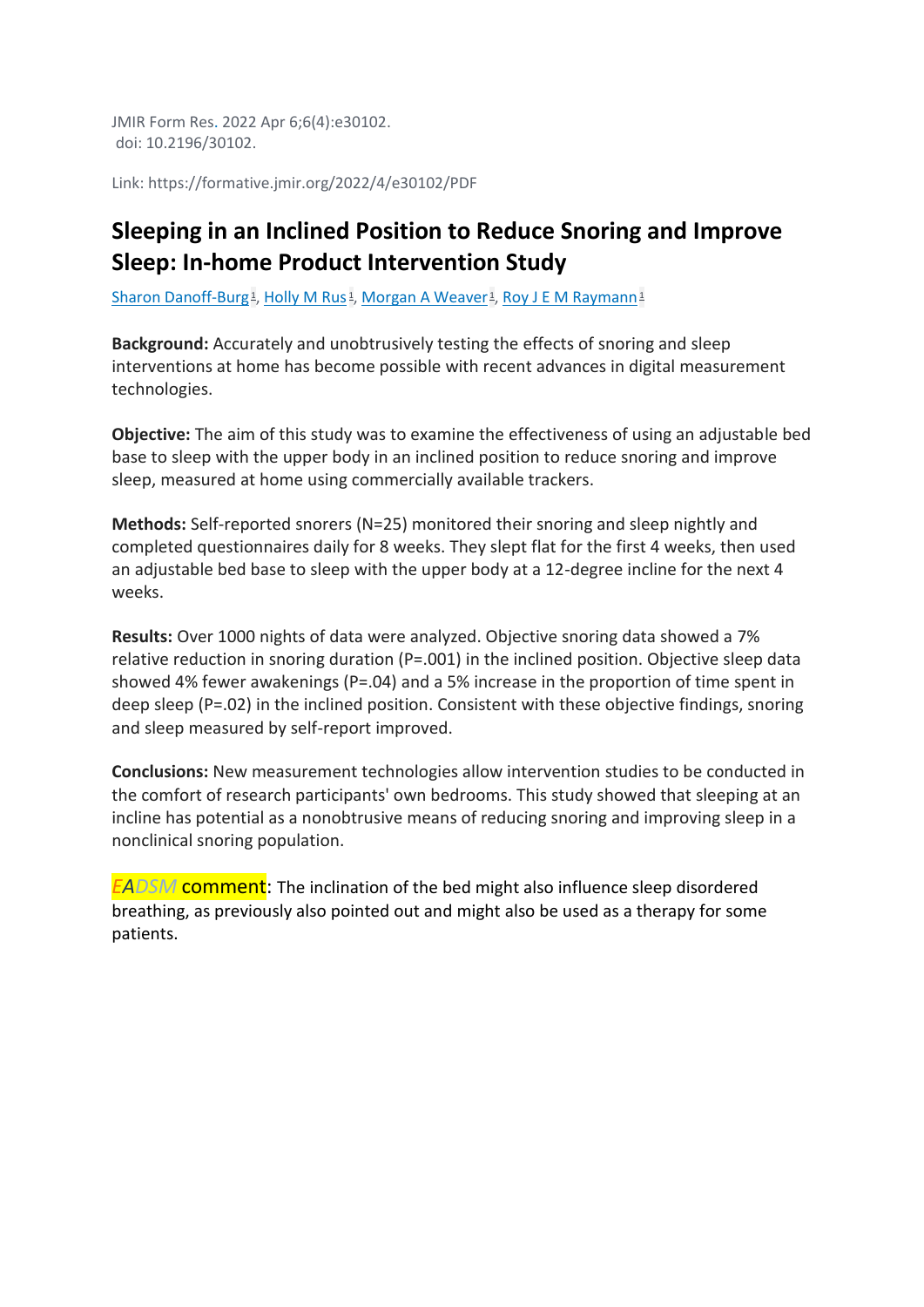JMIR Form Res. 2022 Apr 6;6(4):e30102.
doi: 10.2196/30102.

Link: https://formative.jmir.org/2022/4/e30102/PDF

# Sleeping in an Inclined Position to Reduce Snoring and Improve Sleep: In-home Product Intervention Study

Sharon Danoff-Burg[1], Holly M Rus[1], Morgan A Weaver[1], Roy J E M Raymann[1]

**Background:** Accurately and unobtrusively testing the effects of snoring and sleep interventions at home has become possible with recent advances in digital measurement technologies.

**Objective:** The aim of this study was to examine the effectiveness of using an adjustable bed base to sleep with the upper body in an inclined position to reduce snoring and improve sleep, measured at home using commercially available trackers.

**Methods:** Self-reported snorers (N=25) monitored their snoring and sleep nightly and completed questionnaires daily for 8 weeks. They slept flat for the first 4 weeks, then used an adjustable bed base to sleep with the upper body at a 12-degree incline for the next 4 weeks.

**Results:** Over 1000 nights of data were analyzed. Objective snoring data showed a 7% relative reduction in snoring duration (P=.001) in the inclined position. Objective sleep data showed 4% fewer awakenings (P=.04) and a 5% increase in the proportion of time spent in deep sleep (P=.02) in the inclined position. Consistent with these objective findings, snoring and sleep measured by self-report improved.

**Conclusions:** New measurement technologies allow intervention studies to be conducted in the comfort of research participants' own bedrooms. This study showed that sleeping at an incline has potential as a nonobtrusive means of reducing snoring and improving sleep in a nonclinical snoring population.

*EADSM* comment: The inclination of the bed might also influence sleep disordered breathing, as previously also pointed out and might also be used as a therapy for some patients.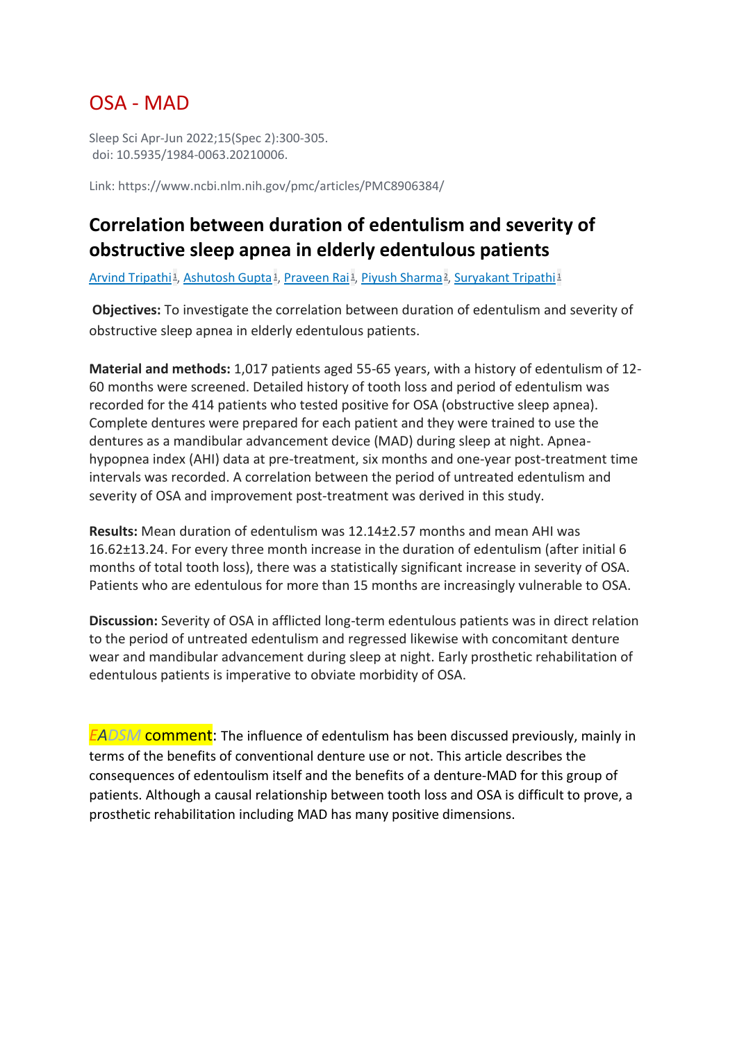# OSA - MAD

Sleep Sci Apr-Jun 2022;15(Spec 2):300-305.
doi: 10.5935/1984-0063.20210006.

Link: https://www.ncbi.nlm.nih.gov/pmc/articles/PMC8906384/

## Correlation between duration of edentulism and severity of obstructive sleep apnea in elderly edentulous patients

Arvind Tripathi[1], Ashutosh Gupta[1], Praveen Rai[1], Piyush Sharma[2], Suryakant Tripathi[1]

**Objectives:** To investigate the correlation between duration of edentulism and severity of obstructive sleep apnea in elderly edentulous patients.

**Material and methods:** 1,017 patients aged 55-65 years, with a history of edentulism of 12-60 months were screened. Detailed history of tooth loss and period of edentulism was recorded for the 414 patients who tested positive for OSA (obstructive sleep apnea). Complete dentures were prepared for each patient and they were trained to use the dentures as a mandibular advancement device (MAD) during sleep at night. Apnea-hypopnea index (AHI) data at pre-treatment, six months and one-year post-treatment time intervals was recorded. A correlation between the period of untreated edentulism and severity of OSA and improvement post-treatment was derived in this study.

**Results:** Mean duration of edentulism was 12.14±2.57 months and mean AHI was 16.62±13.24. For every three month increase in the duration of edentulism (after initial 6 months of total tooth loss), there was a statistically significant increase in severity of OSA. Patients who are edentulous for more than 15 months are increasingly vulnerable to OSA.

**Discussion:** Severity of OSA in afflicted long-term edentulous patients was in direct relation to the period of untreated edentulism and regressed likewise with concomitant denture wear and mandibular advancement during sleep at night. Early prosthetic rehabilitation of edentulous patients is imperative to obviate morbidity of OSA.

EADSM comment: The influence of edentulism has been discussed previously, mainly in terms of the benefits of conventional denture use or not. This article describes the consequences of edentoulism itself and the benefits of a denture-MAD for this group of patients. Although a causal relationship between tooth loss and OSA is difficult to prove, a prosthetic rehabilitation including MAD has many positive dimensions.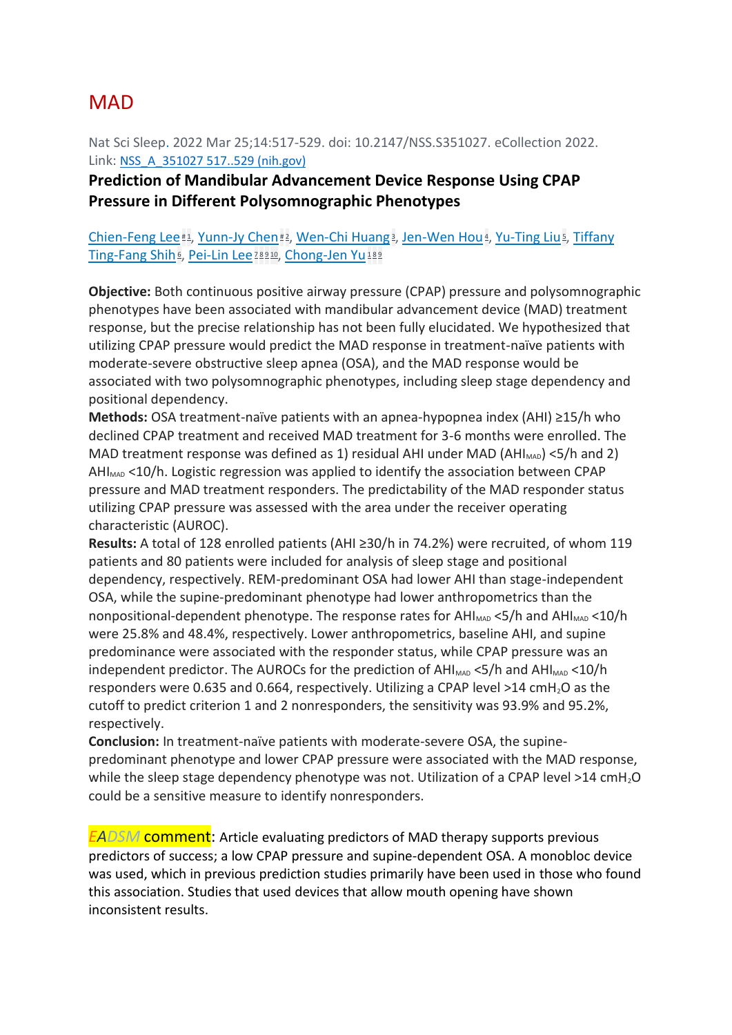# MAD

Nat Sci Sleep. 2022 Mar 25;14:517-529. doi: 10.2147/NSS.S351027. eCollection 2022.
Link: NSS_A_351027 517..529 (nih.gov)

### Prediction of Mandibular Advancement Device Response Using CPAP Pressure in Different Polysomnographic Phenotypes

Chien-Feng Lee[#1], Yunn-Jy Chen[#2], Wen-Chi Huang[3], Jen-Wen Hou[4], Yu-Ting Liu[5], Tiffany Ting-Fang Shih[6], Pei-Lin Lee[7,8,9,10], Chong-Jen Yu[1,8,9]

**Objective:** Both continuous positive airway pressure (CPAP) pressure and polysomnographic phenotypes have been associated with mandibular advancement device (MAD) treatment response, but the precise relationship has not been fully elucidated. We hypothesized that utilizing CPAP pressure would predict the MAD response in treatment-naïve patients with moderate-severe obstructive sleep apnea (OSA), and the MAD response would be associated with two polysomnographic phenotypes, including sleep stage dependency and positional dependency.
**Methods:** OSA treatment-naïve patients with an apnea-hypopnea index (AHI) ≥15/h who declined CPAP treatment and received MAD treatment for 3-6 months were enrolled. The MAD treatment response was defined as 1) residual AHI under MAD ($AHI_{MAD}$) <5/h and 2) $AHI_{MAD}$ <10/h. Logistic regression was applied to identify the association between CPAP pressure and MAD treatment responders. The predictability of the MAD responder status utilizing CPAP pressure was assessed with the area under the receiver operating characteristic (AUROC).
**Results:** A total of 128 enrolled patients (AHI ≥30/h in 74.2%) were recruited, of whom 119 patients and 80 patients were included for analysis of sleep stage and positional dependency, respectively. REM-predominant OSA had lower AHI than stage-independent OSA, while the supine-predominant phenotype had lower anthropometrics than the nonpositional-dependent phenotype. The response rates for $AHI_{MAD}$ <5/h and $AHI_{MAD}$ <10/h were 25.8% and 48.4%, respectively. Lower anthropometrics, baseline AHI, and supine predominance were associated with the responder status, while CPAP pressure was an independent predictor. The AUROCs for the prediction of $AHI_{MAD}$ <5/h and $AHI_{MAD}$ <10/h responders were 0.635 and 0.664, respectively. Utilizing a CPAP level >14 $cmH_2O$ as the cutoff to predict criterion 1 and 2 nonresponders, the sensitivity was 93.9% and 95.2%, respectively.
**Conclusion:** In treatment-naïve patients with moderate-severe OSA, the supine-predominant phenotype and lower CPAP pressure were associated with the MAD response, while the sleep stage dependency phenotype was not. Utilization of a CPAP level >14 $cmH_2O$ could be a sensitive measure to identify nonresponders.

*EADSM* comment: Article evaluating predictors of MAD therapy supports previous predictors of success; a low CPAP pressure and supine-dependent OSA. A monobloc device was used, which in previous prediction studies primarily have been used in those who found this association. Studies that used devices that allow mouth opening have shown inconsistent results.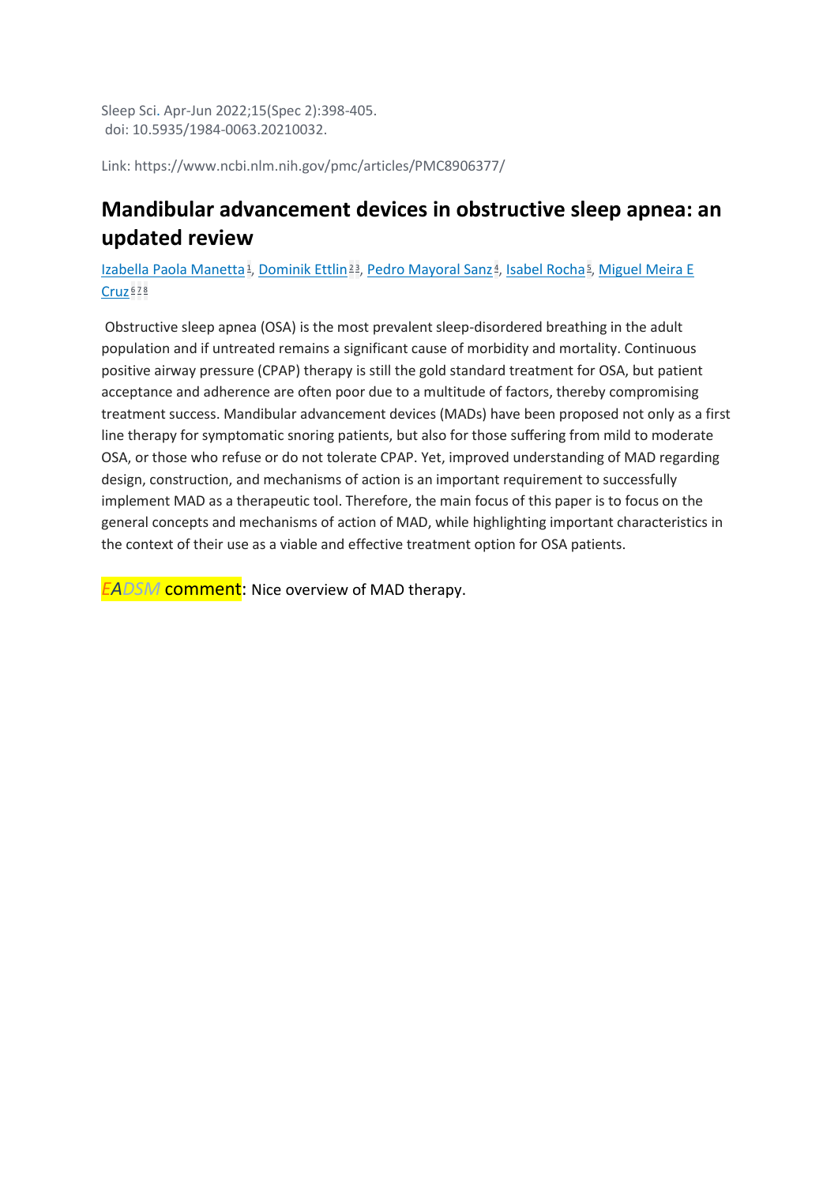Sleep Sci. Apr-Jun 2022;15(Spec 2):398-405.
doi: 10.5935/1984-0063.20210032.

Link: https://www.ncbi.nlm.nih.gov/pmc/articles/PMC8906377/

## Mandibular advancement devices in obstructive sleep apnea: an updated review

Izabella Paola Manetta[1], Dominik Ettlin[2,3], Pedro Mayoral Sanz[4], Isabel Rocha[5], Miguel Meira E Cruz[6,7,8]

Obstructive sleep apnea (OSA) is the most prevalent sleep-disordered breathing in the adult population and if untreated remains a significant cause of morbidity and mortality. Continuous positive airway pressure (CPAP) therapy is still the gold standard treatment for OSA, but patient acceptance and adherence are often poor due to a multitude of factors, thereby compromising treatment success. Mandibular advancement devices (MADs) have been proposed not only as a first line therapy for symptomatic snoring patients, but also for those suffering from mild to moderate OSA, or those who refuse or do not tolerate CPAP. Yet, improved understanding of MAD regarding design, construction, and mechanisms of action is an important requirement to successfully implement MAD as a therapeutic tool. Therefore, the main focus of this paper is to focus on the general concepts and mechanisms of action of MAD, while highlighting important characteristics in the context of their use as a viable and effective treatment option for OSA patients.

*EADSM* comment: Nice overview of MAD therapy.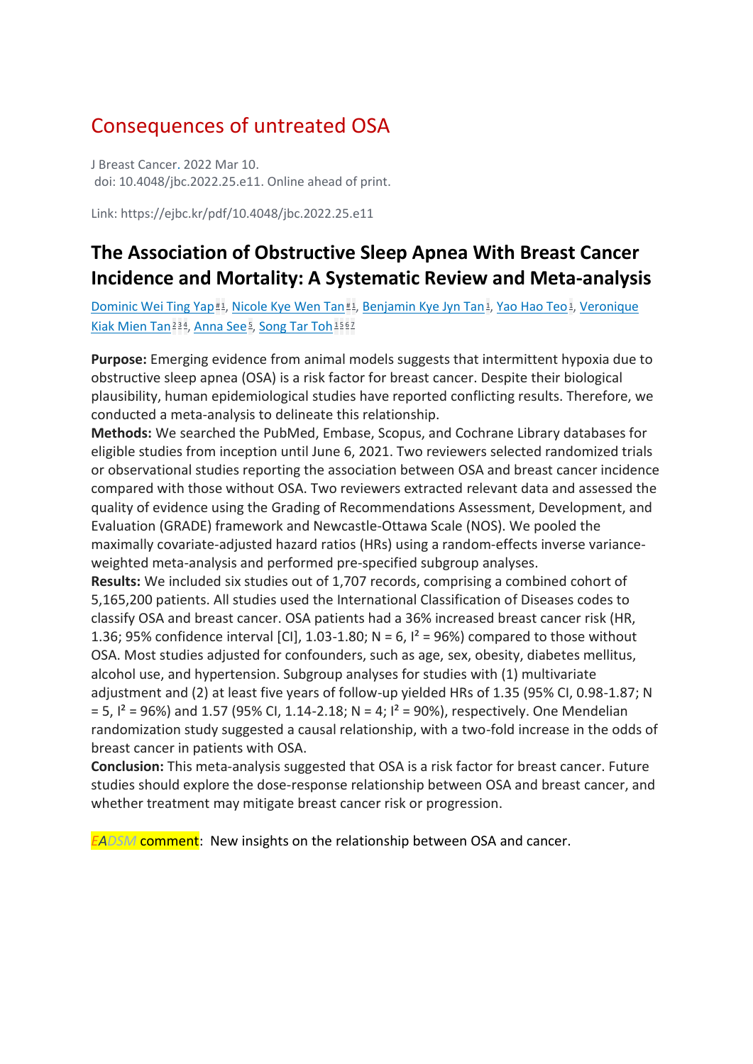## Consequences of untreated OSA

J Breast Cancer. 2022 Mar 10.
doi: 10.4048/jbc.2022.25.e11. Online ahead of print.

Link: https://ejbc.kr/pdf/10.4048/jbc.2022.25.e11

### The Association of Obstructive Sleep Apnea With Breast Cancer Incidence and Mortality: A Systematic Review and Meta-analysis

Dominic Wei Ting Yap[#1], Nicole Kye Wen Tan[#1], Benjamin Kye Jyn Tan[1], Yao Hao Teo[1], Veronique Kiak Mien Tan[2,3,4], Anna See[5], Song Tar Toh[1,5,6,7]

**Purpose:** Emerging evidence from animal models suggests that intermittent hypoxia due to obstructive sleep apnea (OSA) is a risk factor for breast cancer. Despite their biological plausibility, human epidemiological studies have reported conflicting results. Therefore, we conducted a meta-analysis to delineate this relationship.
**Methods:** We searched the PubMed, Embase, Scopus, and Cochrane Library databases for eligible studies from inception until June 6, 2021. Two reviewers selected randomized trials or observational studies reporting the association between OSA and breast cancer incidence compared with those without OSA. Two reviewers extracted relevant data and assessed the quality of evidence using the Grading of Recommendations Assessment, Development, and Evaluation (GRADE) framework and Newcastle-Ottawa Scale (NOS). We pooled the maximally covariate-adjusted hazard ratios (HRs) using a random-effects inverse variance-weighted meta-analysis and performed pre-specified subgroup analyses.
**Results:** We included six studies out of 1,707 records, comprising a combined cohort of 5,165,200 patients. All studies used the International Classification of Diseases codes to classify OSA and breast cancer. OSA patients had a 36% increased breast cancer risk (HR, 1.36; 95% confidence interval [CI], 1.03-1.80; N = 6, $I^2$ = 96%) compared to those without OSA. Most studies adjusted for confounders, such as age, sex, obesity, diabetes mellitus, alcohol use, and hypertension. Subgroup analyses for studies with (1) multivariate adjustment and (2) at least five years of follow-up yielded HRs of 1.35 (95% CI, 0.98-1.87; N = 5, $I^2$ = 96%) and 1.57 (95% CI, 1.14-2.18; N = 4; $I^2$ = 90%), respectively. One Mendelian randomization study suggested a causal relationship, with a two-fold increase in the odds of breast cancer in patients with OSA.
**Conclusion:** This meta-analysis suggested that OSA is a risk factor for breast cancer. Future studies should explore the dose-response relationship between OSA and breast cancer, and whether treatment may mitigate breast cancer risk or progression.

*EADSM* comment: New insights on the relationship between OSA and cancer.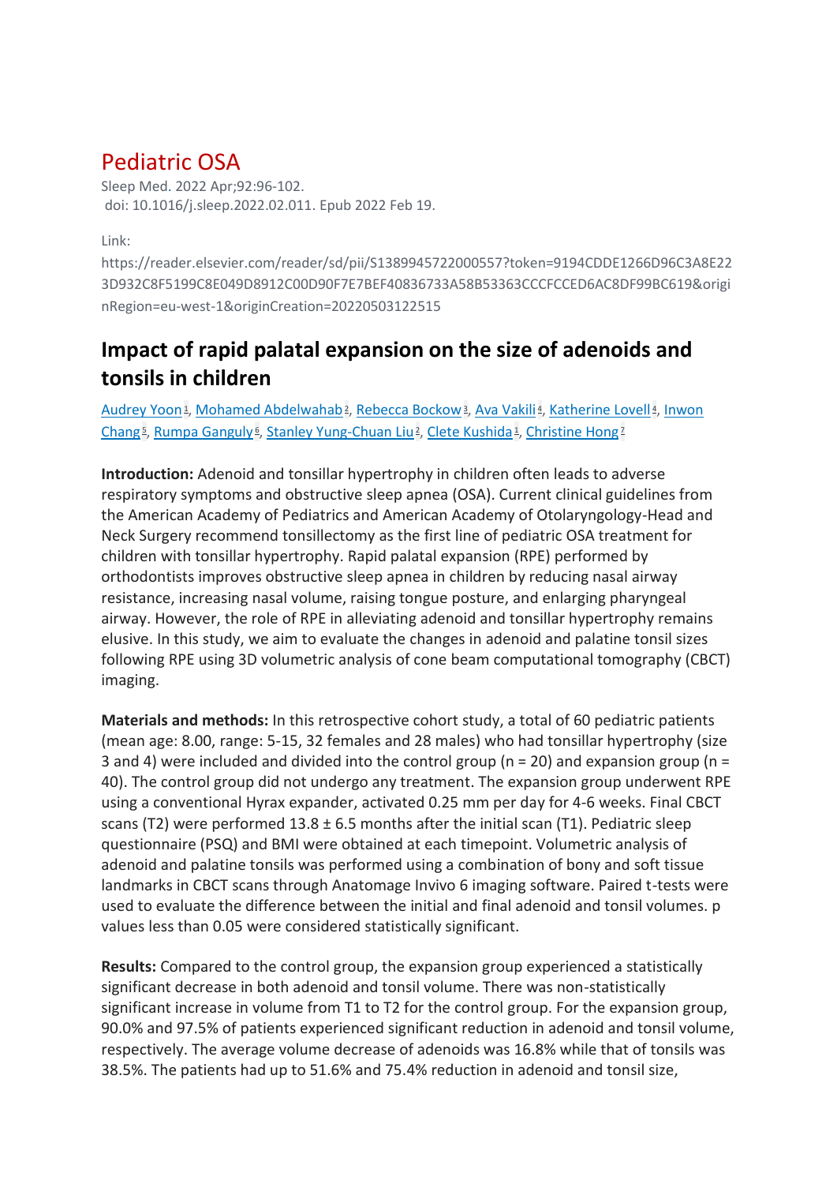# Pediatric OSA

Sleep Med. 2022 Apr;92:96-102.
doi: 10.1016/j.sleep.2022.02.011. Epub 2022 Feb 19.

Link:
https://reader.elsevier.com/reader/sd/pii/S1389945722000557?token=9194CDDE1266D96C3A8E223D932C8F5199C8E049D8912C00D90F7E7BEF40836733A58B53363CCCFCCED6AC8DF99BC619&originRegion=eu-west-1&originCreation=20220503122515

## Impact of rapid palatal expansion on the size of adenoids and tonsils in children

Audrey Yoon[1], Mohamed Abdelwahab[2], Rebecca Bockow[3], Ava Vakili[4], Katherine Lovell[4], Inwon Chang[5], Rumpa Ganguly[6], Stanley Yung-Chuan Liu[2], Clete Kushida[1], Christine Hong[7]

**Introduction:** Adenoid and tonsillar hypertrophy in children often leads to adverse respiratory symptoms and obstructive sleep apnea (OSA). Current clinical guidelines from the American Academy of Pediatrics and American Academy of Otolaryngology-Head and Neck Surgery recommend tonsillectomy as the first line of pediatric OSA treatment for children with tonsillar hypertrophy. Rapid palatal expansion (RPE) performed by orthodontists improves obstructive sleep apnea in children by reducing nasal airway resistance, increasing nasal volume, raising tongue posture, and enlarging pharyngeal airway. However, the role of RPE in alleviating adenoid and tonsillar hypertrophy remains elusive. In this study, we aim to evaluate the changes in adenoid and palatine tonsil sizes following RPE using 3D volumetric analysis of cone beam computational tomography (CBCT) imaging.

**Materials and methods:** In this retrospective cohort study, a total of 60 pediatric patients (mean age: 8.00, range: 5-15, 32 females and 28 males) who had tonsillar hypertrophy (size 3 and 4) were included and divided into the control group (n = 20) and expansion group (n = 40). The control group did not undergo any treatment. The expansion group underwent RPE using a conventional Hyrax expander, activated 0.25 mm per day for 4-6 weeks. Final CBCT scans (T2) were performed 13.8 ± 6.5 months after the initial scan (T1). Pediatric sleep questionnaire (PSQ) and BMI were obtained at each timepoint. Volumetric analysis of adenoid and palatine tonsils was performed using a combination of bony and soft tissue landmarks in CBCT scans through Anatomage Invivo 6 imaging software. Paired t-tests were used to evaluate the difference between the initial and final adenoid and tonsil volumes. p values less than 0.05 were considered statistically significant.

**Results:** Compared to the control group, the expansion group experienced a statistically significant decrease in both adenoid and tonsil volume. There was non-statistically significant increase in volume from T1 to T2 for the control group. For the expansion group, 90.0% and 97.5% of patients experienced significant reduction in adenoid and tonsil volume, respectively. The average volume decrease of adenoids was 16.8% while that of tonsils was 38.5%. The patients had up to 51.6% and 75.4% reduction in adenoid and tonsil size,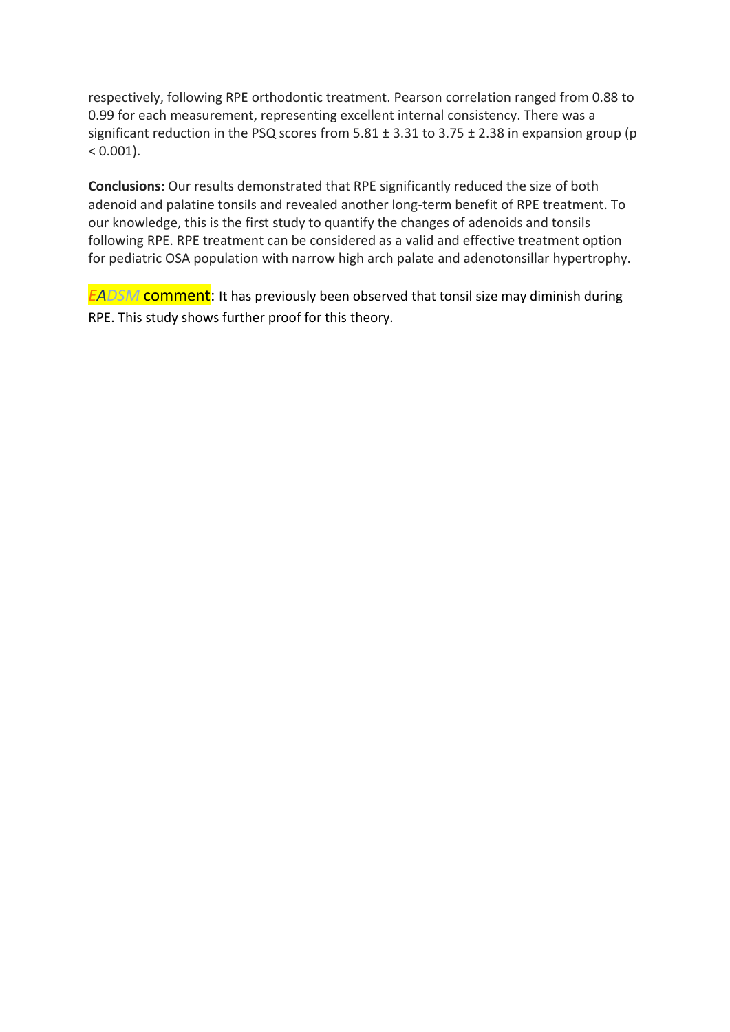respectively, following RPE orthodontic treatment. Pearson correlation ranged from 0.88 to 0.99 for each measurement, representing excellent internal consistency. There was a significant reduction in the PSQ scores from 5.81 ± 3.31 to 3.75 ± 2.38 in expansion group ($p < 0.001$).

**Conclusions:** Our results demonstrated that RPE significantly reduced the size of both adenoid and palatine tonsils and revealed another long-term benefit of RPE treatment. To our knowledge, this is the first study to quantify the changes of adenoids and tonsils following RPE. RPE treatment can be considered as a valid and effective treatment option for pediatric OSA population with narrow high arch palate and adenotonsillar hypertrophy.

*EADSM* comment: It has previously been observed that tonsil size may diminish during RPE. This study shows further proof for this theory.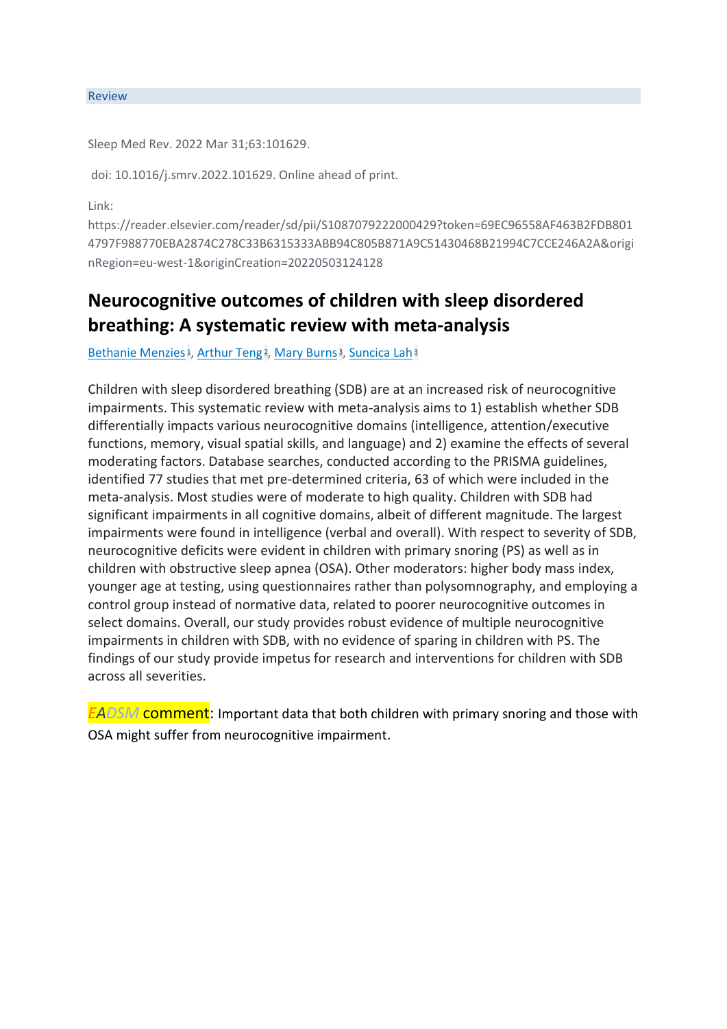Review

Sleep Med Rev. 2022 Mar 31;63:101629.

doi: 10.1016/j.smrv.2022.101629. Online ahead of print.

Link:
https://reader.elsevier.com/reader/sd/pii/S1087079222000429?token=69EC96558AF463B2FDB8014797F988770EBA2874C278C33B6315333ABB94C805B871A9C51430468B21994C7CCE246A2A&originRegion=eu-west-1&originCreation=20220503124128

## Neurocognitive outcomes of children with sleep disordered breathing: A systematic review with meta-analysis

Bethanie Menzies[1], Arthur Teng[2], Mary Burns[3], Suncica Lah[3]

Children with sleep disordered breathing (SDB) are at an increased risk of neurocognitive impairments. This systematic review with meta-analysis aims to 1) establish whether SDB differentially impacts various neurocognitive domains (intelligence, attention/executive functions, memory, visual spatial skills, and language) and 2) examine the effects of several moderating factors. Database searches, conducted according to the PRISMA guidelines, identified 77 studies that met pre-determined criteria, 63 of which were included in the meta-analysis. Most studies were of moderate to high quality. Children with SDB had significant impairments in all cognitive domains, albeit of different magnitude. The largest impairments were found in intelligence (verbal and overall). With respect to severity of SDB, neurocognitive deficits were evident in children with primary snoring (PS) as well as in children with obstructive sleep apnea (OSA). Other moderators: higher body mass index, younger age at testing, using questionnaires rather than polysomnography, and employing a control group instead of normative data, related to poorer neurocognitive outcomes in select domains. Overall, our study provides robust evidence of multiple neurocognitive impairments in children with SDB, with no evidence of sparing in children with PS. The findings of our study provide impetus for research and interventions for children with SDB across all severities.

**EADSM comment**: Important data that both children with primary snoring and those with OSA might suffer from neurocognitive impairment.